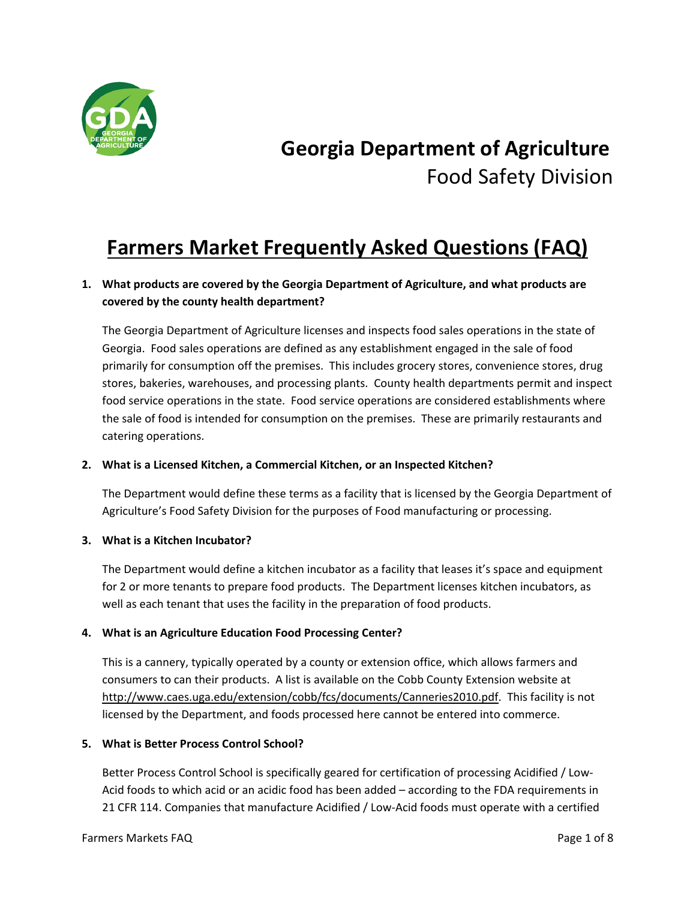# Georgia Department of Agriculture

## Food Safety Division

# Farmers Market Frequently Asked Questions (FAQ)

**1. What products are covered by the Georgia Department of Agriculture, and what products are covered by the county health department?**

The Georgia Department of Agriculture licenses and inspects food sales operations in the state of Georgia. Food sales operations are defined as any establishment engaged in the sale of food primarily for consumption off the premises. This includes grocery stores, convenience stores, drug stores, bakeries, warehouses, and processing plants. County health departments permit and inspect food service operations in the state. Food service operations are considered establishments where the sale of food is intended for consumption on the premises. These are primarily restaurants and catering operations.

**2. What is a Licensed Kitchen, a Commercial Kitchen, or an Inspected Kitchen?**

The Department would define these terms as a facility that is licensed by the Georgia Department of Agriculture's Food Safety Division for the purposes of Food manufacturing or processing.

**3. What is a Kitchen Incubator?**

The Department would define a kitchen incubator as a facility that leases it's space and equipment for 2 or more tenants to prepare food products. The Department licenses kitchen incubators, as well as each tenant that uses the facility in the preparation of food products.

**4. What is an Agriculture Education Food Processing Center?**

This is a cannery, typically operated by a county or extension office, which allows farmers and consumers to can their products. A list is available on the Cobb County Extension website at http://www.caes.uga.edu/extension/cobb/fcs/documents/Canneries2010.pdf. This facility is not licensed by the Department, and foods processed here cannot be entered into commerce.

**5. What is Better Process Control School?**

Better Process Control School is specifically geared for certification of processing Acidified / Low-Acid foods to which acid or an acidic food has been added – according to the FDA requirements in 21 CFR 114. Companies that manufacture Acidified / Low-Acid foods must operate with a certified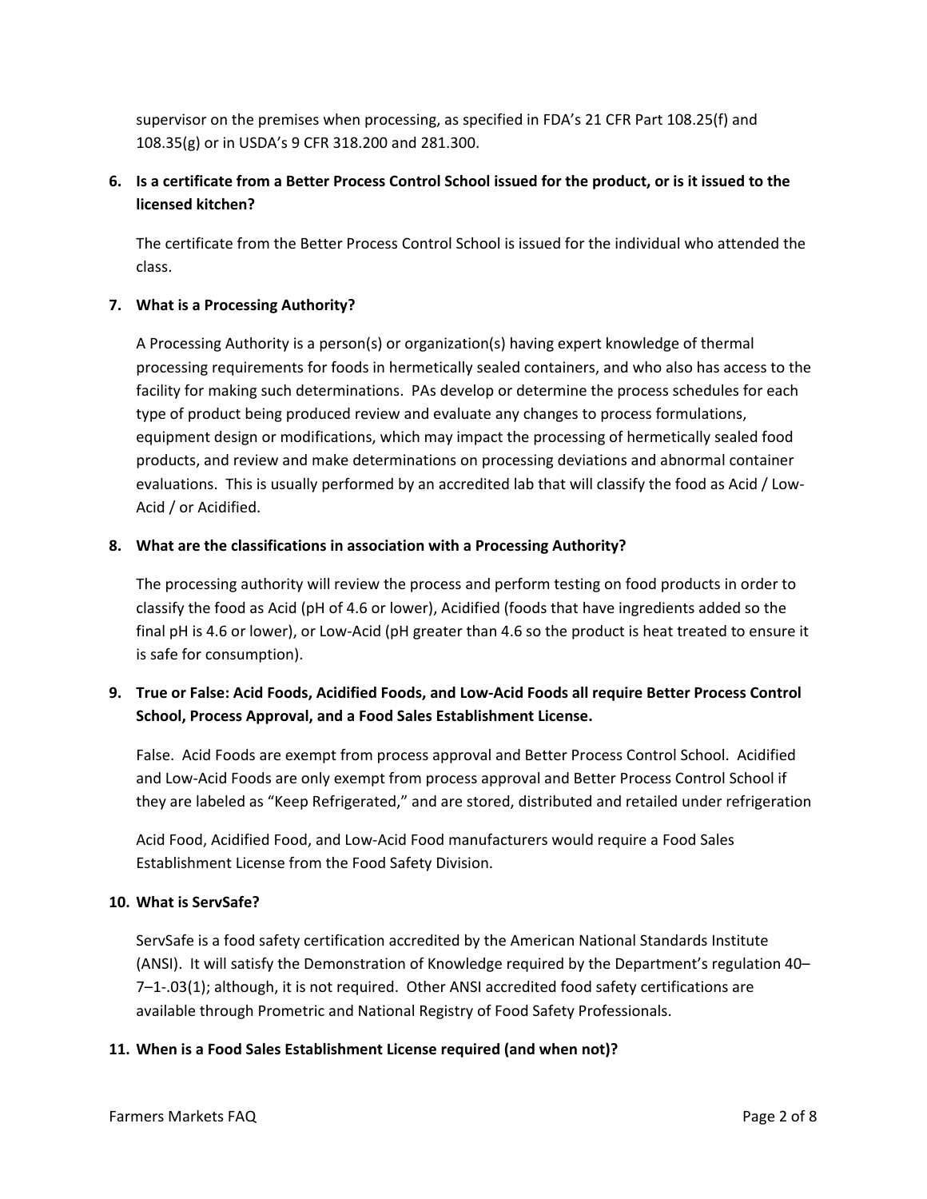supervisor on the premises when processing, as specified in FDA's 21 CFR Part 108.25(f) and 108.35(g) or in USDA's 9 CFR 318.200 and 281.300.

**6. Is a certificate from a Better Process Control School issued for the product, or is it issued to the licensed kitchen?**

The certificate from the Better Process Control School is issued for the individual who attended the class.

**7. What is a Processing Authority?**

A Processing Authority is a person(s) or organization(s) having expert knowledge of thermal processing requirements for foods in hermetically sealed containers, and who also has access to the facility for making such determinations. PAs develop or determine the process schedules for each type of product being produced review and evaluate any changes to process formulations, equipment design or modifications, which may impact the processing of hermetically sealed food products, and review and make determinations on processing deviations and abnormal container evaluations. This is usually performed by an accredited lab that will classify the food as Acid / Low-Acid / or Acidified.

**8. What are the classifications in association with a Processing Authority?**

The processing authority will review the process and perform testing on food products in order to classify the food as Acid (pH of 4.6 or lower), Acidified (foods that have ingredients added so the final pH is 4.6 or lower), or Low-Acid (pH greater than 4.6 so the product is heat treated to ensure it is safe for consumption).

**9. True or False: Acid Foods, Acidified Foods, and Low-Acid Foods all require Better Process Control School, Process Approval, and a Food Sales Establishment License.**

False. Acid Foods are exempt from process approval and Better Process Control School. Acidified and Low-Acid Foods are only exempt from process approval and Better Process Control School if they are labeled as "Keep Refrigerated," and are stored, distributed and retailed under refrigeration

Acid Food, Acidified Food, and Low-Acid Food manufacturers would require a Food Sales Establishment License from the Food Safety Division.

**10. What is ServSafe?**

ServSafe is a food safety certification accredited by the American National Standards Institute (ANSI). It will satisfy the Demonstration of Knowledge required by the Department's regulation 40–7–1-.03(1); although, it is not required. Other ANSI accredited food safety certifications are available through Prometric and National Registry of Food Safety Professionals.

**11. When is a Food Sales Establishment License required (and when not)?**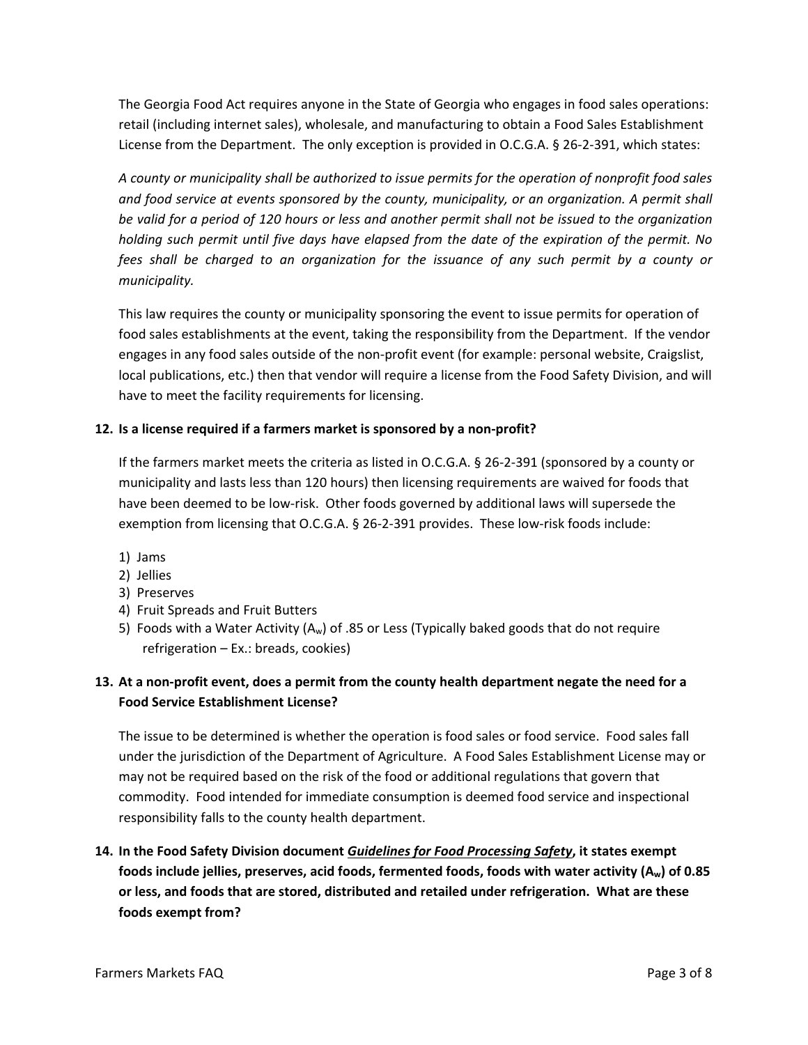The Georgia Food Act requires anyone in the State of Georgia who engages in food sales operations: retail (including internet sales), wholesale, and manufacturing to obtain a Food Sales Establishment License from the Department. The only exception is provided in O.C.G.A. § 26-2-391, which states:

*A county or municipality shall be authorized to issue permits for the operation of nonprofit food sales and food service at events sponsored by the county, municipality, or an organization. A permit shall be valid for a period of 120 hours or less and another permit shall not be issued to the organization holding such permit until five days have elapsed from the date of the expiration of the permit. No fees shall be charged to an organization for the issuance of any such permit by a county or municipality.*

This law requires the county or municipality sponsoring the event to issue permits for operation of food sales establishments at the event, taking the responsibility from the Department. If the vendor engages in any food sales outside of the non-profit event (for example: personal website, Craigslist, local publications, etc.) then that vendor will require a license from the Food Safety Division, and will have to meet the facility requirements for licensing.

**12. Is a license required if a farmers market is sponsored by a non-profit?**

If the farmers market meets the criteria as listed in O.C.G.A. § 26-2-391 (sponsored by a county or municipality and lasts less than 120 hours) then licensing requirements are waived for foods that have been deemed to be low-risk. Other foods governed by additional laws will supersede the exemption from licensing that O.C.G.A. § 26-2-391 provides. These low-risk foods include:

1) Jams
2) Jellies
3) Preserves
4) Fruit Spreads and Fruit Butters
5) Foods with a Water Activity ($A_w$) of .85 or Less (Typically baked goods that do not require refrigeration – Ex.: breads, cookies)

**13. At a non-profit event, does a permit from the county health department negate the need for a Food Service Establishment License?**

The issue to be determined is whether the operation is food sales or food service. Food sales fall under the jurisdiction of the Department of Agriculture. A Food Sales Establishment License may or may not be required based on the risk of the food or additional regulations that govern that commodity. Food intended for immediate consumption is deemed food service and inspectional responsibility falls to the county health department.

**14. In the Food Safety Division document *Guidelines for Food Processing Safety*, it states exempt foods include jellies, preserves, acid foods, fermented foods, foods with water activity ($A_w$) of 0.85 or less, and foods that are stored, distributed and retailed under refrigeration. What are these foods exempt from?**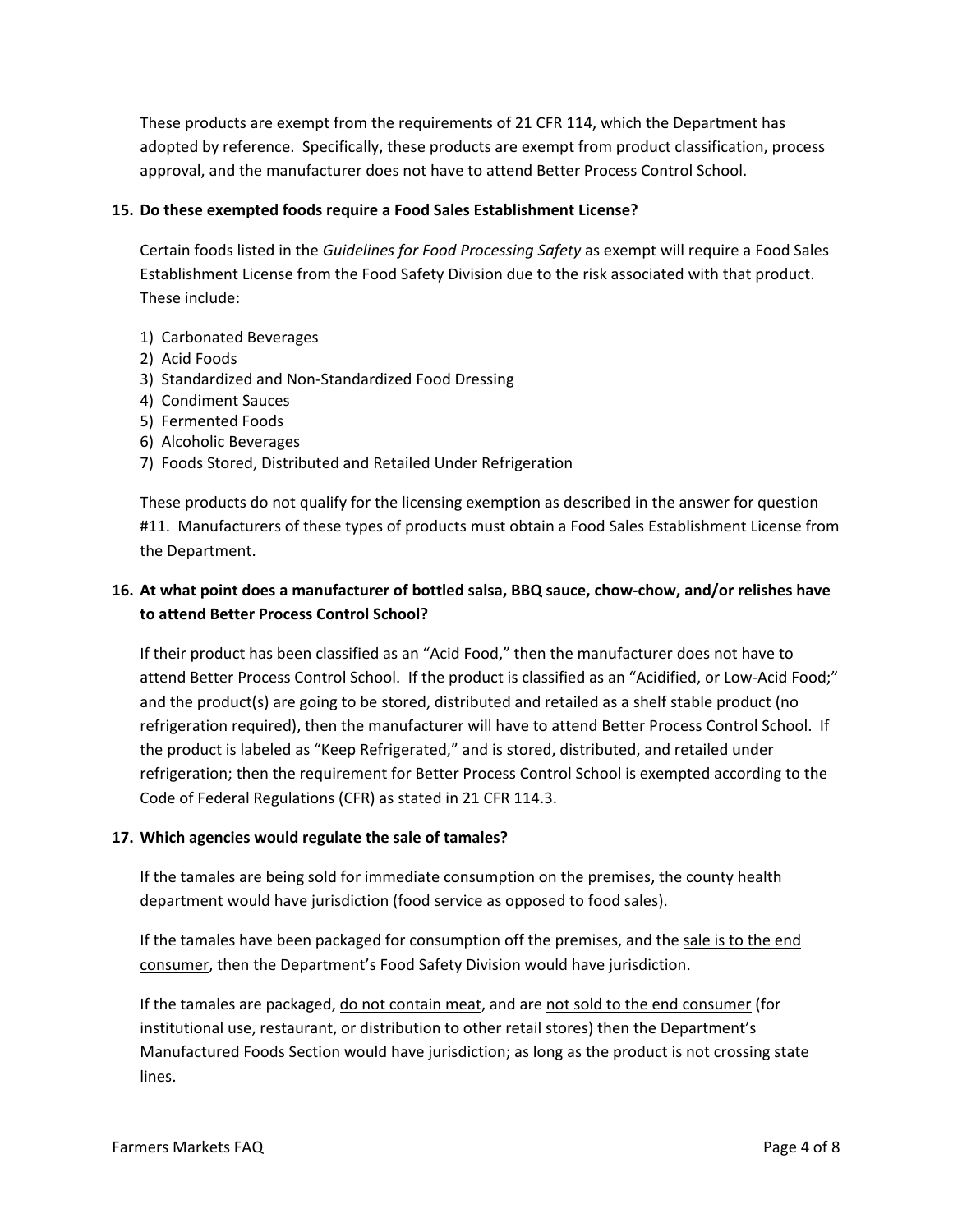These products are exempt from the requirements of 21 CFR 114, which the Department has adopted by reference. Specifically, these products are exempt from product classification, process approval, and the manufacturer does not have to attend Better Process Control School.

**15. Do these exempted foods require a Food Sales Establishment License?**

Certain foods listed in the *Guidelines for Food Processing Safety* as exempt will require a Food Sales Establishment License from the Food Safety Division due to the risk associated with that product. These include:

1) Carbonated Beverages
2) Acid Foods
3) Standardized and Non-Standardized Food Dressing
4) Condiment Sauces
5) Fermented Foods
6) Alcoholic Beverages
7) Foods Stored, Distributed and Retailed Under Refrigeration

These products do not qualify for the licensing exemption as described in the answer for question #11. Manufacturers of these types of products must obtain a Food Sales Establishment License from the Department.

**16. At what point does a manufacturer of bottled salsa, BBQ sauce, chow-chow, and/or relishes have to attend Better Process Control School?**

If their product has been classified as an "Acid Food," then the manufacturer does not have to attend Better Process Control School. If the product is classified as an "Acidified, or Low-Acid Food;" and the product(s) are going to be stored, distributed and retailed as a shelf stable product (no refrigeration required), then the manufacturer will have to attend Better Process Control School. If the product is labeled as "Keep Refrigerated," and is stored, distributed, and retailed under refrigeration; then the requirement for Better Process Control School is exempted according to the Code of Federal Regulations (CFR) as stated in 21 CFR 114.3.

**17. Which agencies would regulate the sale of tamales?**

If the tamales are being sold for <u>immediate consumption on the premises</u>, the county health department would have jurisdiction (food service as opposed to food sales).

If the tamales have been packaged for consumption off the premises, and the <u>sale is to the end consumer</u>, then the Department's Food Safety Division would have jurisdiction.

If the tamales are packaged, <u>do not contain meat</u>, and are <u>not sold to the end consumer</u> (for institutional use, restaurant, or distribution to other retail stores) then the Department's Manufactured Foods Section would have jurisdiction; as long as the product is not crossing state lines.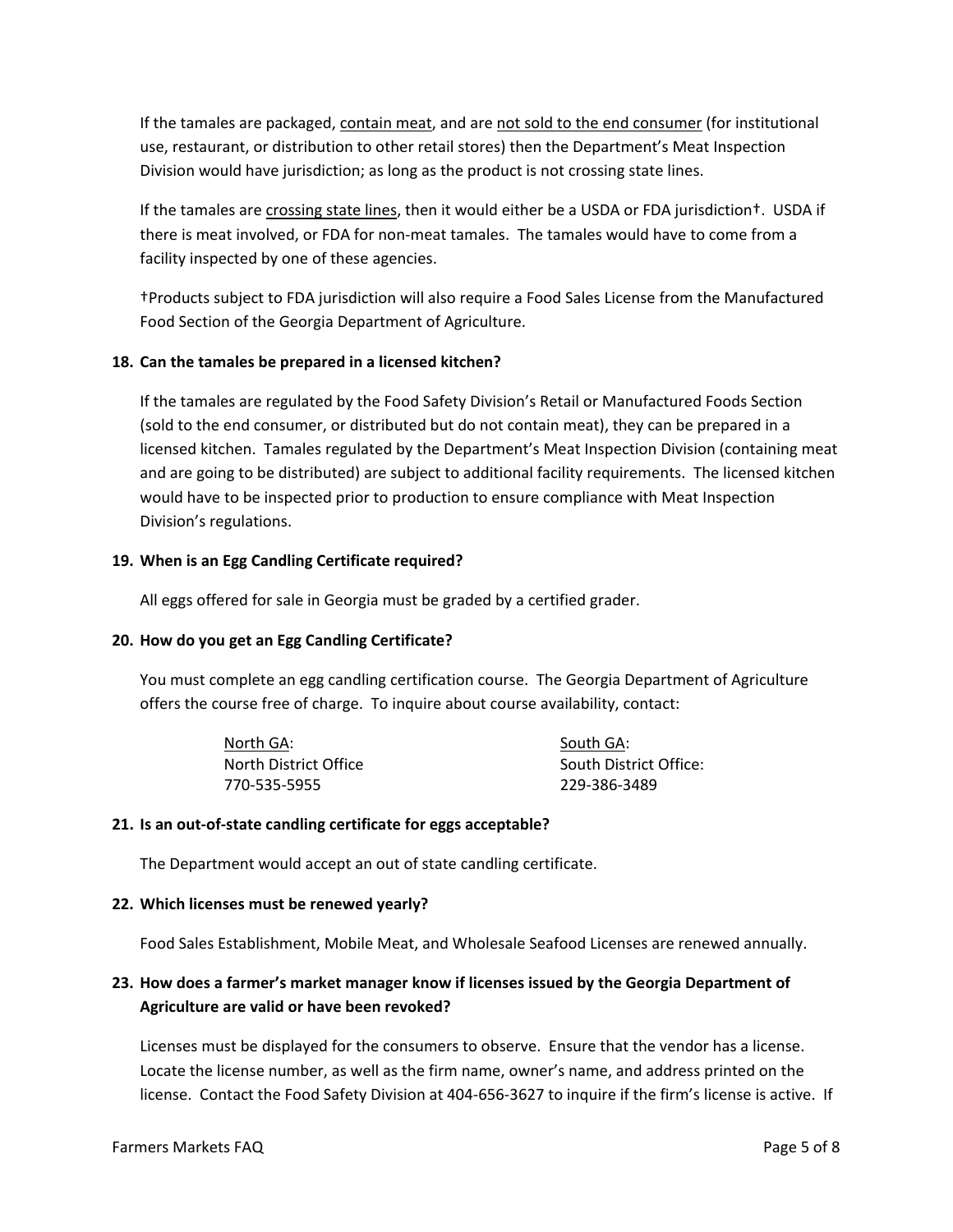If the tamales are packaged, <u>contain meat</u>, and are <u>not sold to the end consumer</u> (for institutional use, restaurant, or distribution to other retail stores) then the Department's Meat Inspection Division would have jurisdiction; as long as the product is not crossing state lines.

If the tamales are <u>crossing state lines</u>, then it would either be a USDA or FDA jurisdiction†. USDA if there is meat involved, or FDA for non-meat tamales. The tamales would have to come from a facility inspected by one of these agencies.

†Products subject to FDA jurisdiction will also require a Food Sales License from the Manufactured Food Section of the Georgia Department of Agriculture.

**18. Can the tamales be prepared in a licensed kitchen?**

If the tamales are regulated by the Food Safety Division's Retail or Manufactured Foods Section (sold to the end consumer, or distributed but do not contain meat), they can be prepared in a licensed kitchen. Tamales regulated by the Department's Meat Inspection Division (containing meat and are going to be distributed) are subject to additional facility requirements. The licensed kitchen would have to be inspected prior to production to ensure compliance with Meat Inspection Division's regulations.

**19. When is an Egg Candling Certificate required?**

All eggs offered for sale in Georgia must be graded by a certified grader.

**20. How do you get an Egg Candling Certificate?**

You must complete an egg candling certification course. The Georgia Department of Agriculture offers the course free of charge. To inquire about course availability, contact:

<u>North GA</u>:
North District Office
770-535-5955

<u>South GA</u>:
South District Office:
229-386-3489

**21. Is an out-of-state candling certificate for eggs acceptable?**

The Department would accept an out of state candling certificate.

**22. Which licenses must be renewed yearly?**

Food Sales Establishment, Mobile Meat, and Wholesale Seafood Licenses are renewed annually.

**23. How does a farmer's market manager know if licenses issued by the Georgia Department of Agriculture are valid or have been revoked?**

Licenses must be displayed for the consumers to observe. Ensure that the vendor has a license. Locate the license number, as well as the firm name, owner's name, and address printed on the license. Contact the Food Safety Division at 404-656-3627 to inquire if the firm's license is active. If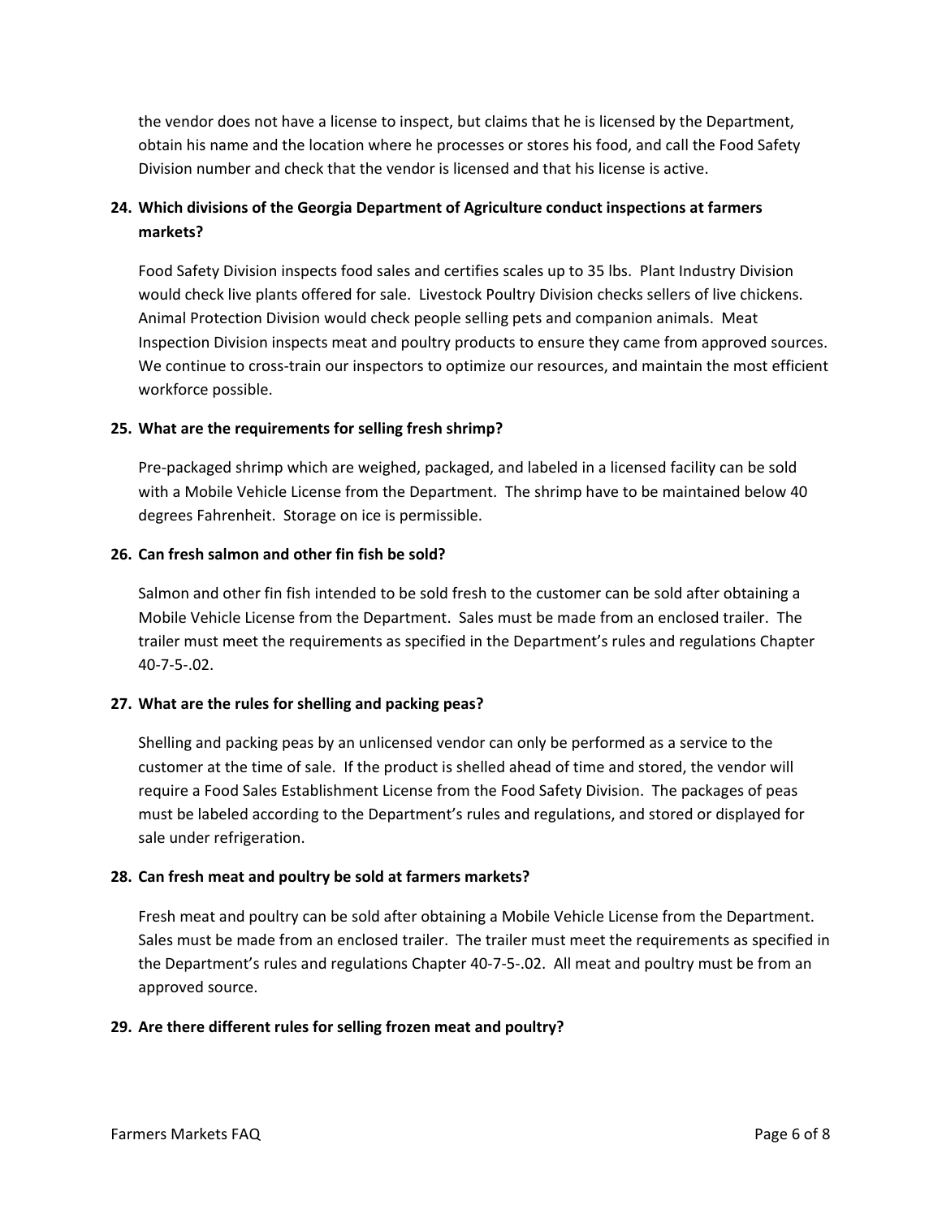the vendor does not have a license to inspect, but claims that he is licensed by the Department, obtain his name and the location where he processes or stores his food, and call the Food Safety Division number and check that the vendor is licensed and that his license is active.

**24. Which divisions of the Georgia Department of Agriculture conduct inspections at farmers markets?**

Food Safety Division inspects food sales and certifies scales up to 35 lbs. Plant Industry Division would check live plants offered for sale. Livestock Poultry Division checks sellers of live chickens. Animal Protection Division would check people selling pets and companion animals. Meat Inspection Division inspects meat and poultry products to ensure they came from approved sources. We continue to cross-train our inspectors to optimize our resources, and maintain the most efficient workforce possible.

**25. What are the requirements for selling fresh shrimp?**

Pre-packaged shrimp which are weighed, packaged, and labeled in a licensed facility can be sold with a Mobile Vehicle License from the Department. The shrimp have to be maintained below 40 degrees Fahrenheit. Storage on ice is permissible.

**26. Can fresh salmon and other fin fish be sold?**

Salmon and other fin fish intended to be sold fresh to the customer can be sold after obtaining a Mobile Vehicle License from the Department. Sales must be made from an enclosed trailer. The trailer must meet the requirements as specified in the Department's rules and regulations Chapter 40-7-5-.02.

**27. What are the rules for shelling and packing peas?**

Shelling and packing peas by an unlicensed vendor can only be performed as a service to the customer at the time of sale. If the product is shelled ahead of time and stored, the vendor will require a Food Sales Establishment License from the Food Safety Division. The packages of peas must be labeled according to the Department's rules and regulations, and stored or displayed for sale under refrigeration.

**28. Can fresh meat and poultry be sold at farmers markets?**

Fresh meat and poultry can be sold after obtaining a Mobile Vehicle License from the Department. Sales must be made from an enclosed trailer. The trailer must meet the requirements as specified in the Department's rules and regulations Chapter 40-7-5-.02. All meat and poultry must be from an approved source.

**29. Are there different rules for selling frozen meat and poultry?**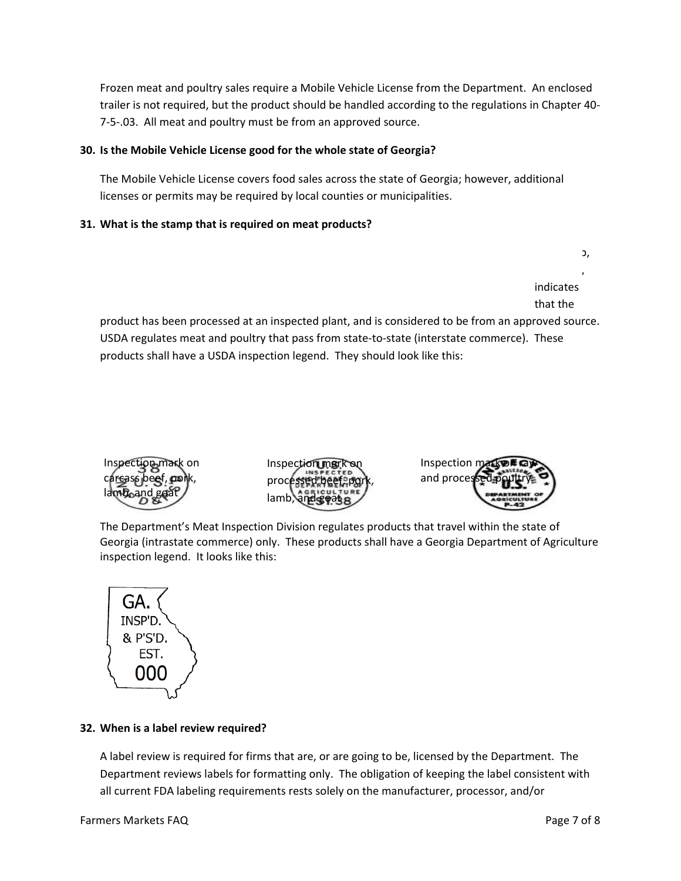Frozen meat and poultry sales require a Mobile Vehicle License from the Department. An enclosed trailer is not required, but the product should be handled according to the regulations in Chapter 40-7-5-.03. All meat and poultry must be from an approved source.

**30. Is the Mobile Vehicle License good for the whole state of Georgia?**

The Mobile Vehicle License covers food sales across the state of Georgia; however, additional licenses or permits may be required by local counties or municipalities.

**31. What is the stamp that is required on meat products?**

ɔ,

,

indicates that the product has been processed at an inspected plant, and is considered to be from an approved source. USDA regulates meat and poultry that pass from state-to-state (interstate commerce). These products shall have a USDA inspection legend. They should look like this:

Inspection mark on carcass beef, pork, lamb, and goat

Inspection mark on processed beef, pork, lamb, and goat

Inspection mark on raw and processed poultry

The Department's Meat Inspection Division regulates products that travel within the state of Georgia (intrastate commerce) only. These products shall have a Georgia Department of Agriculture inspection legend. It looks like this:

GA. INSP'D. & P'S'D. EST. 000

**32. When is a label review required?**

A label review is required for firms that are, or are going to be, licensed by the Department. The Department reviews labels for formatting only. The obligation of keeping the label consistent with all current FDA labeling requirements rests solely on the manufacturer, processor, and/or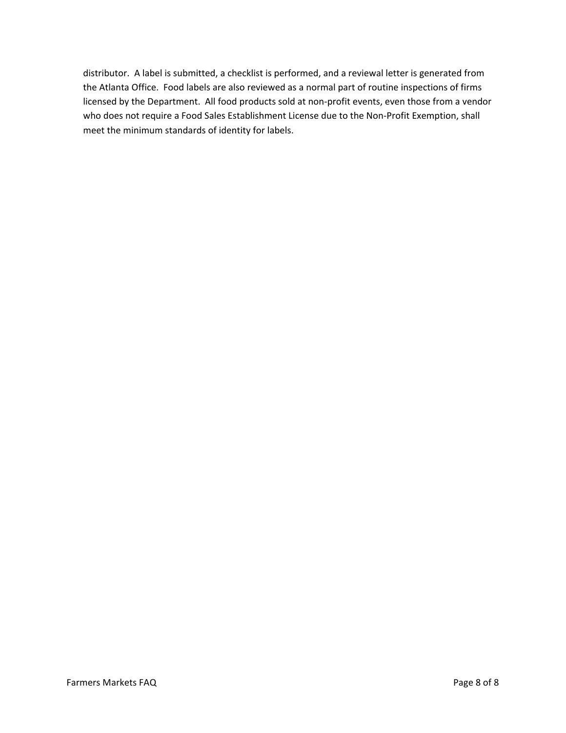distributor. A label is submitted, a checklist is performed, and a reviewal letter is generated from the Atlanta Office. Food labels are also reviewed as a normal part of routine inspections of firms licensed by the Department. All food products sold at non-profit events, even those from a vendor who does not require a Food Sales Establishment License due to the Non-Profit Exemption, shall meet the minimum standards of identity for labels.